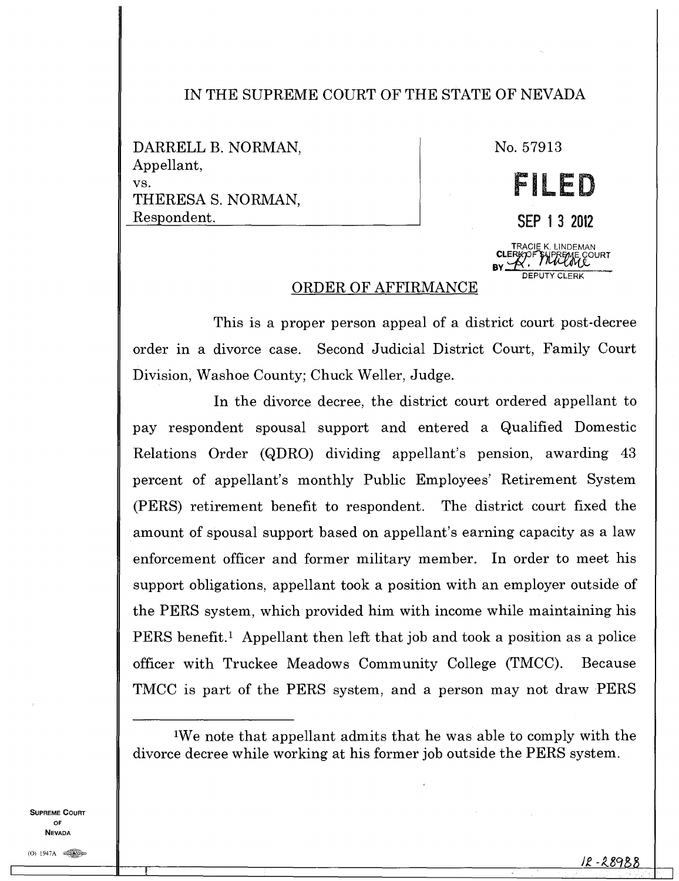IN THE SUPREME COURT OF THE STATE OF NEVADA

| DARRELL B. NORMAN, Appellant, vs. THERESA S. NORMAN, Respondent. | No. 57913 |
|---|---|

**FILED**

SEP 13 2012

TRACIE K. LINDEMAN
CLERK OF SUPREME COURT
BY [signature]
DEPUTY CLERK

## ORDER OF AFFIRMANCE

This is a proper person appeal of a district court post-decree order in a divorce case. Second Judicial District Court, Family Court Division, Washoe County; Chuck Weller, Judge.

In the divorce decree, the district court ordered appellant to pay respondent spousal support and entered a Qualified Domestic Relations Order (QDRO) dividing appellant's pension, awarding 43 percent of appellant's monthly Public Employees' Retirement System (PERS) retirement benefit to respondent. The district court fixed the amount of spousal support based on appellant's earning capacity as a law enforcement officer and former military member. In order to meet his support obligations, appellant took a position with an employer outside of the PERS system, which provided him with income while maintaining his PERS benefit.[1] Appellant then left that job and took a position as a police officer with Truckee Meadows Community College (TMCC). Because TMCC is part of the PERS system, and a person may not draw PERS

---

[1]We note that appellant admits that he was able to comply with the divorce decree while working at his former job outside the PERS system.

12-28988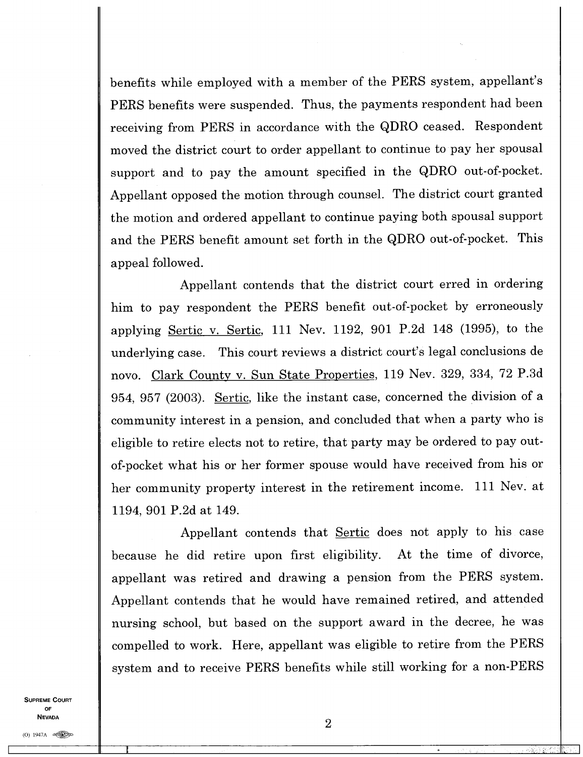benefits while employed with a member of the PERS system, appellant's PERS benefits were suspended. Thus, the payments respondent had been receiving from PERS in accordance with the QDRO ceased. Respondent moved the district court to order appellant to continue to pay her spousal support and to pay the amount specified in the QDRO out-of-pocket. Appellant opposed the motion through counsel. The district court granted the motion and ordered appellant to continue paying both spousal support and the PERS benefit amount set forth in the QDRO out-of-pocket. This appeal followed.

Appellant contends that the district court erred in ordering him to pay respondent the PERS benefit out-of-pocket by erroneously applying Sertic v. Sertic, 111 Nev. 1192, 901 P.2d 148 (1995), to the underlying case. This court reviews a district court's legal conclusions de novo. Clark County v. Sun State Properties, 119 Nev. 329, 334, 72 P.3d 954, 957 (2003). Sertic, like the instant case, concerned the division of a community interest in a pension, and concluded that when a party who is eligible to retire elects not to retire, that party may be ordered to pay out-of-pocket what his or her former spouse would have received from his or her community property interest in the retirement income. 111 Nev. at 1194, 901 P.2d at 149.

Appellant contends that Sertic does not apply to his case because he did retire upon first eligibility. At the time of divorce, appellant was retired and drawing a pension from the PERS system. Appellant contends that he would have remained retired, and attended nursing school, but based on the support award in the decree, he was compelled to work. Here, appellant was eligible to retire from the PERS system and to receive PERS benefits while still working for a non-PERS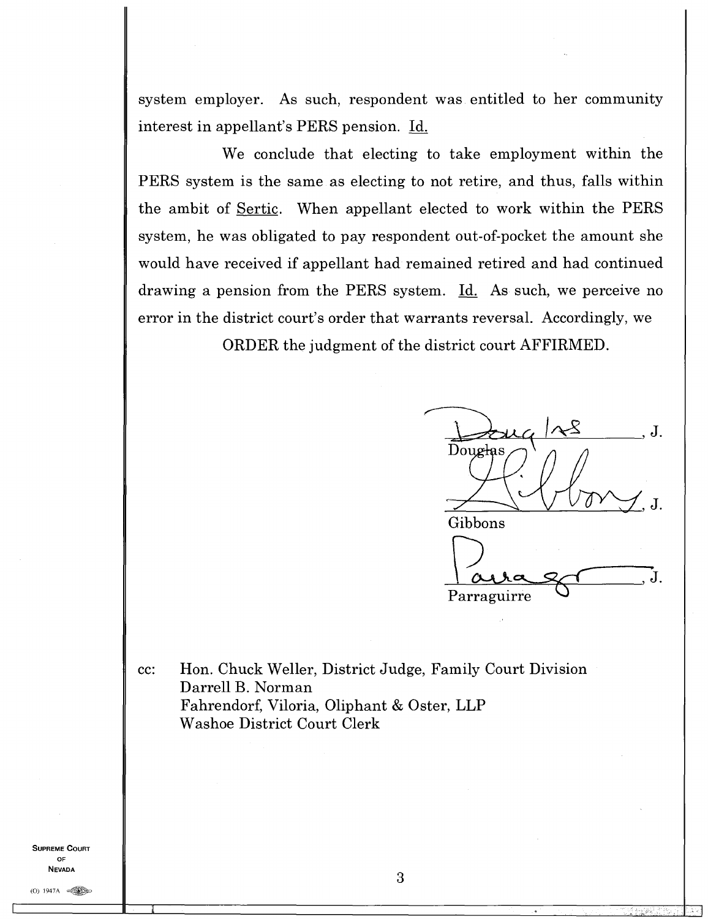system employer. As such, respondent was entitled to her community interest in appellant's PERS pension. Id.

We conclude that electing to take employment within the PERS system is the same as electing to not retire, and thus, falls within the ambit of Sertic. When appellant elected to work within the PERS system, he was obligated to pay respondent out-of-pocket the amount she would have received if appellant had remained retired and had continued drawing a pension from the PERS system. Id. As such, we perceive no error in the district court's order that warrants reversal. Accordingly, we

ORDER the judgment of the district court AFFIRMED.

Douglas, J.
Douglas

Gibbons, J.
Gibbons

Parraguirre, J.
Parraguirre

cc: Hon. Chuck Weller, District Judge, Family Court Division
Darrell B. Norman
Fahrendorf, Viloria, Oliphant & Oster, LLP
Washoe District Court Clerk

SUPREME COURT OF NEVADA

(O) 1947A